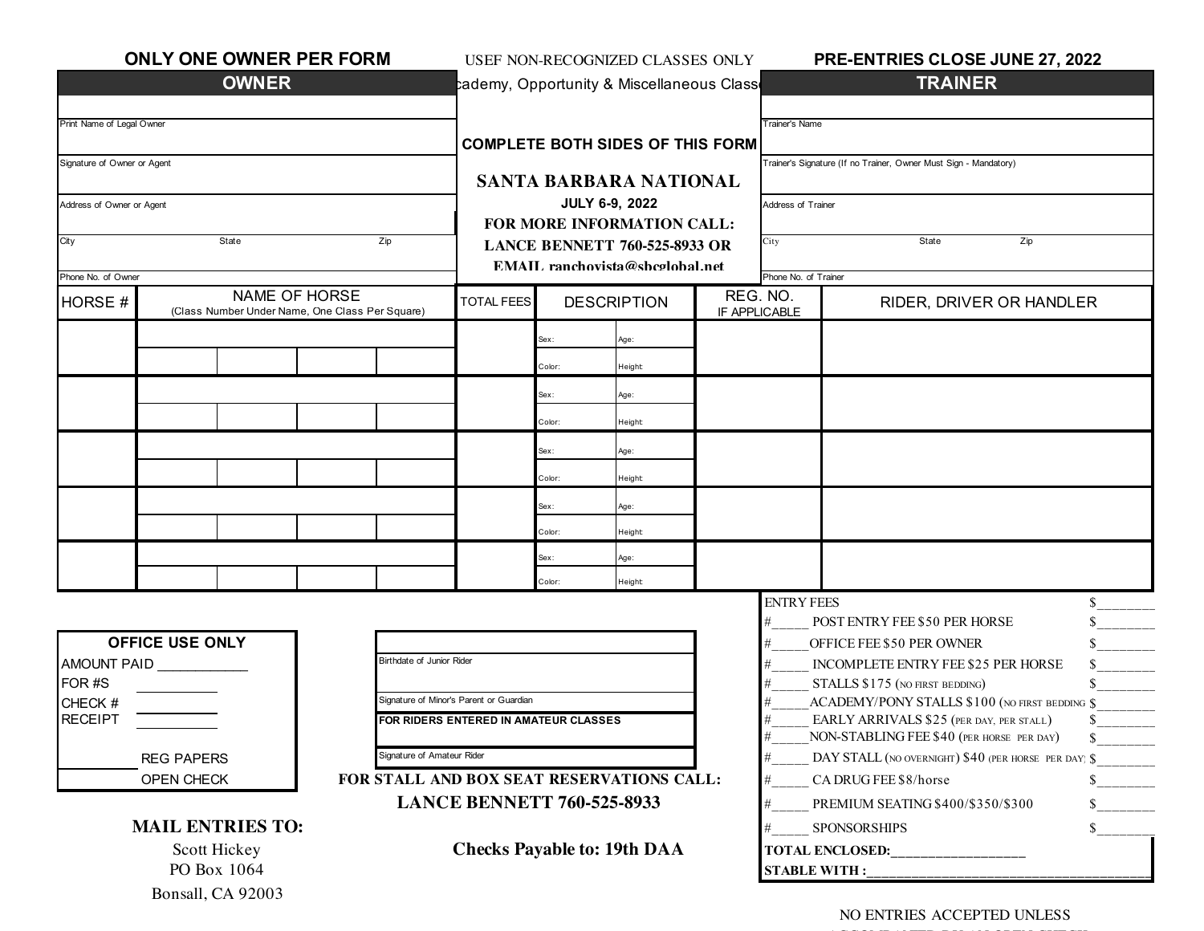**ONLY ONE OWNER PER FORM**

USEF NON-RECOGNIZED CLASSES ONLY

**PRE-ENTRIES CLOSE JUNE 27, 2022**

| OWNER | cademy, Opportunity & Miscellaneous Class | TRAINER |
|---|---|---|
| Print Name of Legal Owner | | Trainer's Name |
| Signature of Owner or Agent | **COMPLETE BOTH SIDES OF THIS FORM** | Trainer's Signature (If no Trainer, Owner Must Sign - Mandatory) |
| Address of Owner or Agent | **SANTA BARBARA NATIONAL** **JULY 6-9, 2022** | Address of Trainer |
| City State Zip | **FOR MORE INFORMATION CALL:** **LANCE BENNETT 760-525-8933 OR** | City State Zip |
| Phone No. of Owner | **EMAIL ranchovista@sbcglobal.net** | Phone No. of Trainer |

| HORSE # | NAME OF HORSE (Class Number Under Name, One Class Per Square) | | | | TOTAL FEES | DESCRIPTION | | REG. NO. IF APPLICABLE | RIDER, DRIVER OR HANDLER |
|---|---|---|---|---|---|---|---|---|---|
| | | | | | | Sex: | Age: | | |
| | | | | | | Color: | Height: | | |
| | | | | | | Sex: | Age: | | |
| | | | | | | Color: | Height: | | |
| | | | | | | Sex: | Age: | | |
| | | | | | | Color: | Height: | | |
| | | | | | | Sex: | Age: | | |
| | | | | | | Color: | Height: | | |
| | | | | | | Sex: | Age: | | |
| | | | | | | Color: | Height: | | |

| ENTRY FEES | $________ |
|---|---|
| #_____ POST ENTRY FEE $50 PER HORSE | $________ |
| #_____ OFFICE FEE $50 PER OWNER | $________ |
| #_____ INCOMPLETE ENTRY FEE $25 PER HORSE | $________ |
| #_____ STALLS $175 (NO FIRST BEDDING) | $________ |
| #_____ ACADEMY/PONY STALLS $100 (NO FIRST BEDDING | $________ |
| #_____ EARLY ARRIVALS $25 (PER DAY, PER STALL) | $________ |
| #_____ NON-STABLING FEE $40 (PER HORSE PER DAY) | $________ |
| #_____ DAY STALL (NO OVERNIGHT) $40 (PER HORSE PER DAY) | $________ |
| #_____ CA DRUG FEE $8/horse | $________ |
| #_____ PREMIUM SEATING $400/$350/$300 | $________ |
| #_____ SPONSORSHIPS | $________ |
| **TOTAL ENCLOSED:**__________________ | |
| **STABLE WITH :**__________________________________ | |

| OFFICE USE ONLY | |
|---|---|
| AMOUNT PAID ___________ | |
| FOR #S ___________ | |
| CHECK # ___________ | |
| RECEIPT ___________ | |
| ________ | REG PAPERS |
| ________ | OPEN CHECK |

| |
|---|
| Birthdate of Junior Rider |
| Signature of Minor's Parent or Guardian |
| **FOR RIDERS ENTERED IN AMATEUR CLASSES** |
| Signature of Amateur Rider |

**FOR STALL AND BOX SEAT RESERVATIONS CALL:**
**LANCE BENNETT 760-525-8933**

**MAIL ENTRIES TO:**
Scott Hickey
PO Box 1064
Bonsall, CA 92003

**Checks Payable to: 19th DAA**

NO ENTRIES ACCEPTED UNLESS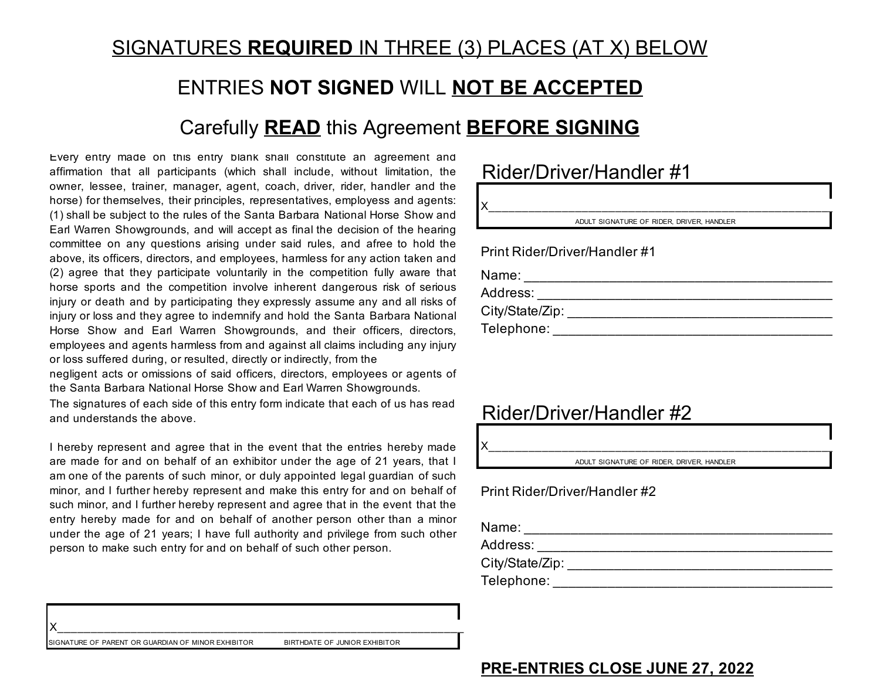SIGNATURES **REQUIRED** IN THREE (3) PLACES (AT X) BELOW

ENTRIES **NOT SIGNED** WILL **NOT BE ACCEPTED**

Carefully **READ** this Agreement **BEFORE SIGNING**

Every entry made on this entry blank shall constitute an agreement and affirmation that all participants (which shall include, without limitation, the owner, lessee, trainer, manager, agent, coach, driver, rider, handler and the horse) for themselves, their principles, representatives, employess and agents: (1) shall be subject to the rules of the Santa Barbara National Horse Show and Earl Warren Showgrounds, and will accept as final the decision of the hearing committee on any questions arising under said rules, and afree to hold the above, its officers, directors, and employees, harmless for any action taken and (2) agree that they participate voluntarily in the competition fully aware that horse sports and the competition involve inherent dangerous risk of serious injury or death and by participating they expressly assume any and all risks of injury or loss and they agree to indemnify and hold the Santa Barbara National Horse Show and Earl Warren Showgrounds, and their officers, directors, employees and agents harmless from and against all claims including any injury or loss suffered during, or resulted, directly or indirectly, from the negligent acts or omissions of said officers, directors, employees or agents of the Santa Barbara National Horse Show and Earl Warren Showgrounds.

The signatures of each side of this entry form indicate that each of us has read and understands the above.

I hereby represent and agree that in the event that the entries hereby made are made for and on behalf of an exhibitor under the age of 21 years, that I am one of the parents of such minor, or duly appointed legal guardian of such minor, and I further hereby represent and make this entry for and on behalf of such minor, and I further hereby represent and agree that in the event that the entry hereby made for and on behalf of another person other than a minor under the age of 21 years; I have full authority and privilege from such other person to make such entry for and on behalf of such other person.

X______________________________________________________________

SIGNATURE OF PARENT OR GUARDIAN OF MINOR EXHIBITOR          BIRTHDATE OF JUNIOR EXHIBITOR

## Rider/Driver/Handler #1

X______________________________________________________

ADULT SIGNATURE OF RIDER, DRIVER, HANDLER

Print Rider/Driver/Handler #1

Name: ____________________________________________

Address: __________________________________________

City/State/Zip: ______________________________________

Telephone: ________________________________________

## Rider/Driver/Handler #2

X______________________________________________________

ADULT SIGNATURE OF RIDER, DRIVER, HANDLER

Print Rider/Driver/Handler #2

Name: ____________________________________________

Address: __________________________________________

City/State/Zip: ______________________________________

Telephone: ________________________________________

**PRE-ENTRIES CLOSE JUNE 27, 2022**